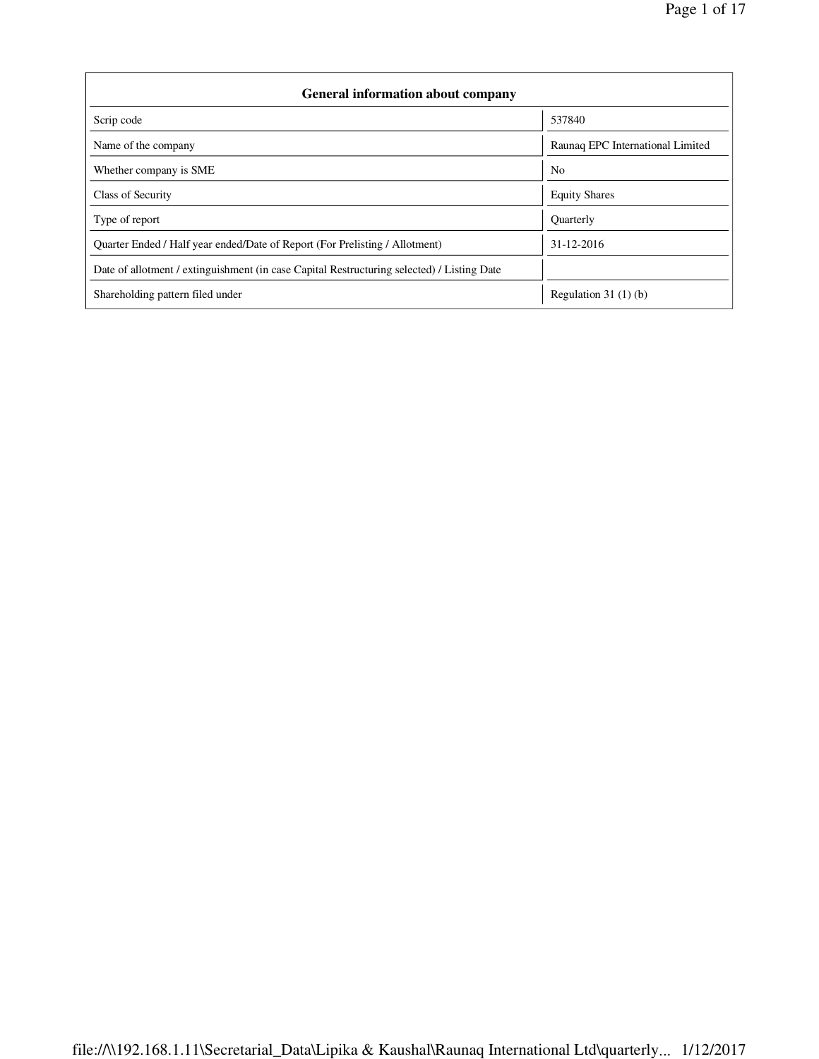## General information about company

| | |
|---|---|
| Scrip code | 537840 |
| Name of the company | Raunaq EPC International Limited |
| Whether company is SME | No |
| Class of Security | Equity Shares |
| Type of report | Quarterly |
| Quarter Ended / Half year ended/Date of Report (For Prelisting / Allotment) | 31-12-2016 |
| Date of allotment / extinguishment (in case Capital Restructuring selected) / Listing Date | |
| Shareholding pattern filed under | Regulation 31 (1) (b) |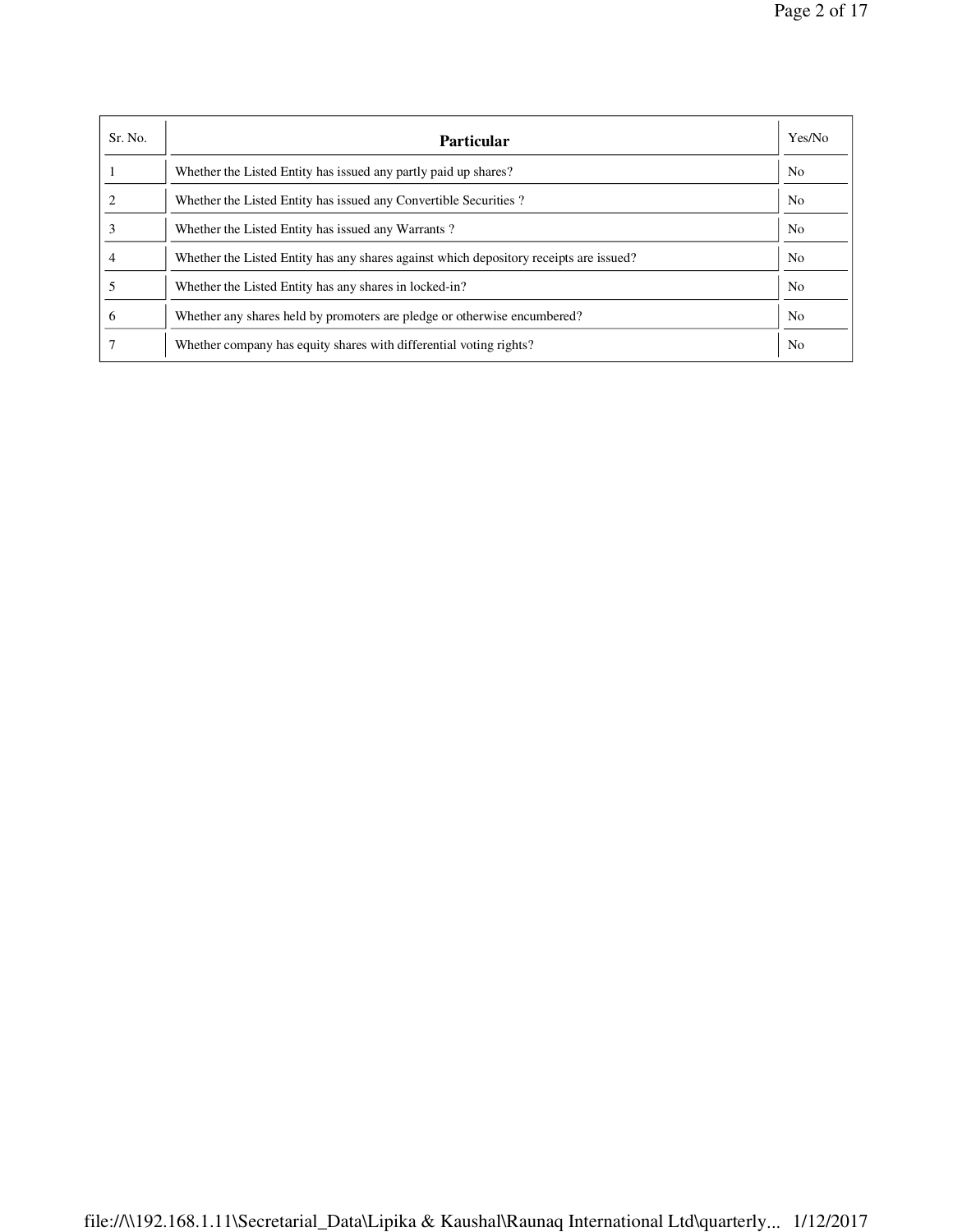| Sr. No. | Particular | Yes/No |
| --- | --- | --- |
| 1 | Whether the Listed Entity has issued any partly paid up shares? | No |
| 2 | Whether the Listed Entity has issued any Convertible Securities ? | No |
| 3 | Whether the Listed Entity has issued any Warrants ? | No |
| 4 | Whether the Listed Entity has any shares against which depository receipts are issued? | No |
| 5 | Whether the Listed Entity has any shares in locked-in? | No |
| 6 | Whether any shares held by promoters are pledge or otherwise encumbered? | No |
| 7 | Whether company has equity shares with differential voting rights? | No |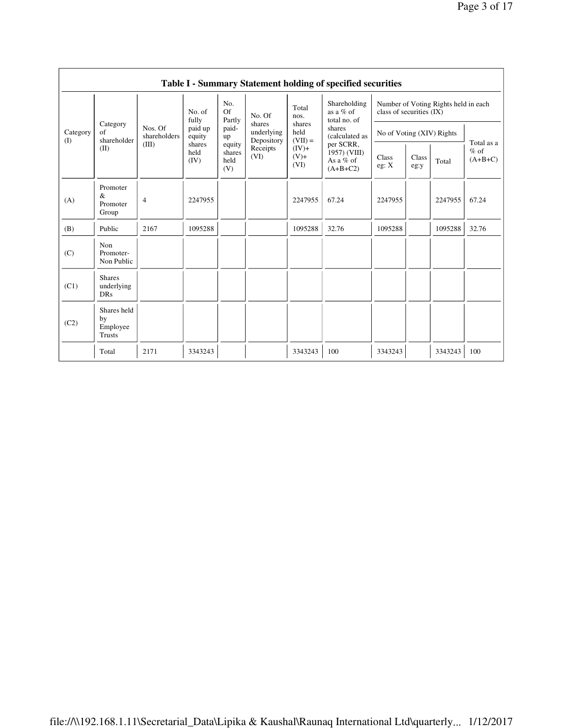## Table I - Summary Statement holding of specified securities

| Category (I) | Category of shareholder (II) | Nos. Of shareholders (III) | No. of fully paid up equity shares held (IV) | No. Of Partly paid-up equity shares held (V) | No. Of shares underlying Depository Receipts (VI) | Total nos. shares held (VII) = (IV)+ (V)+ (VI) | Shareholding as a % of total no. of shares (calculated as per SCRR, 1957) (VIII) As a % of (A+B+C2) | Number of Voting Rights held in each class of securities (IX) | | | |
|---|---|---|---|---|---|---|---|---|---|---|---|
| | | | | | | | | No of Voting (XIV) Rights | | | Total as a % of (A+B+C) |
| | | | | | | | | Class eg: X | Class eg:y | Total | |
| (A) | Promoter & Promoter Group | 4 | 2247955 | | | 2247955 | 67.24 | 2247955 | | 2247955 | 67.24 |
| (B) | Public | 2167 | 1095288 | | | 1095288 | 32.76 | 1095288 | | 1095288 | 32.76 |
| (C) | Non Promoter- Non Public | | | | | | | | | | |
| (C1) | Shares underlying DRs | | | | | | | | | | |
| (C2) | Shares held by Employee Trusts | | | | | | | | | | |
| | Total | 2171 | 3343243 | | | 3343243 | 100 | 3343243 | | 3343243 | 100 |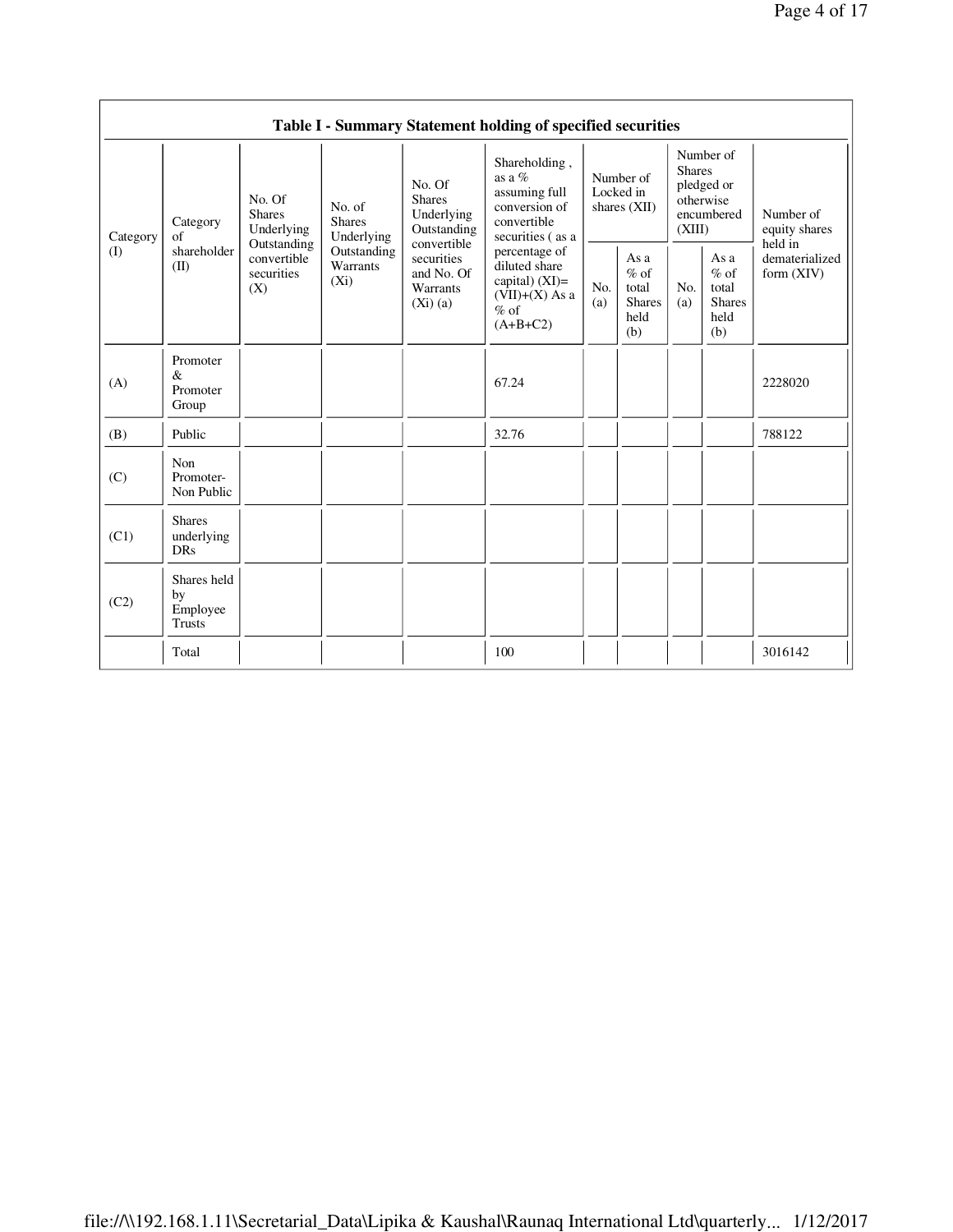## Table I - Summary Statement holding of specified securities

| Category (I) | Category of shareholder (II) | No. Of Shares Underlying Outstanding convertible securities (X) | No. of Shares Underlying Outstanding Warrants (Xi) | No. Of Shares Underlying Outstanding convertible securities and No. Of Warrants (Xi) (a) | Shareholding , as a % assuming full conversion of convertible securities ( as a percentage of diluted share capital) (XI)= (VII)+(X) As a % of (A+B+C2) | Number of Locked in shares (XII) | | Number of Shares pledged or otherwise encumbered (XIII) | | Number of equity shares held in dematerialized form (XIV) |
|---|---|---|---|---|---|---|---|---|---|---|
| | | | | | | No. (a) | As a % of total Shares held (b) | No. (a) | As a % of total Shares held (b) | |
| (A) | Promoter & Promoter Group | | | | 67.24 | | | | | 2228020 |
| (B) | Public | | | | 32.76 | | | | | 788122 |
| (C) | Non Promoter- Non Public | | | | | | | | | |
| (C1) | Shares underlying DRs | | | | | | | | | |
| (C2) | Shares held by Employee Trusts | | | | | | | | | |
| | Total | | | | 100 | | | | | 3016142 |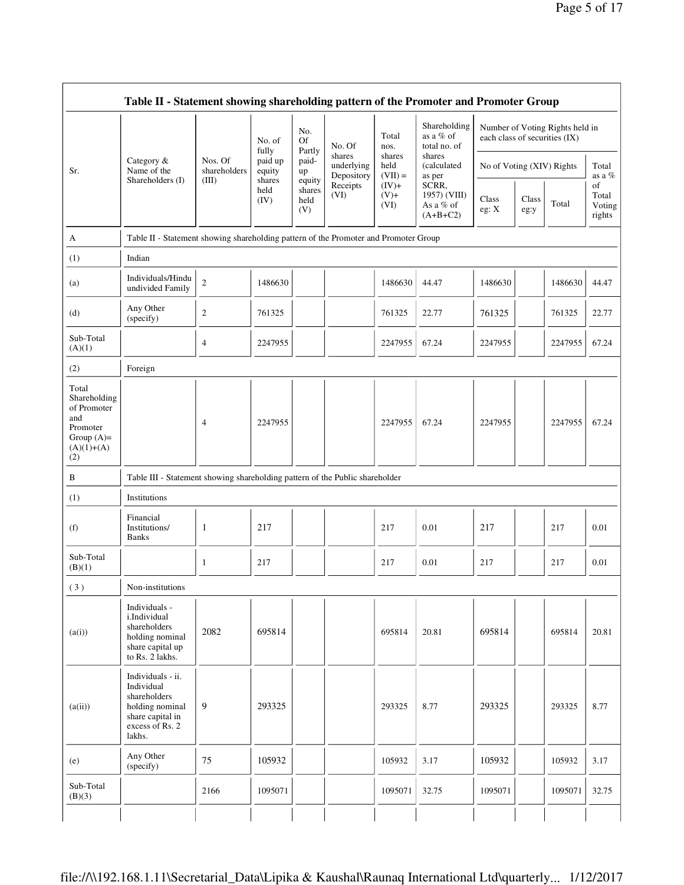## Table II - Statement showing shareholding pattern of the Promoter and Promoter Group

| Sr. | Category & Name of the Shareholders (I) | Nos. Of shareholders (III) | No. of fully paid up equity shares held (IV) | No. Of Partly paid-up equity shares held (V) | No. Of shares underlying Depository Receipts (VI) | Total nos. shares held (VII) = (IV)+ (V)+ (VI) | Shareholding as a % of total no. of shares (calculated as per SCRR, 1957) (VIII) As a % of (A+B+C2) | Number of Voting Rights held in each class of securities (IX) | | | |
|---|---|---|---|---|---|---|---|---|---|---|---|
| | | | | | | | | No of Voting (XIV) Rights | | | Total as a % of Total Voting rights |
| | | | | | | | | Class eg: X | Class eg:y | Total | |
| A | Table II - Statement showing shareholding pattern of the Promoter and Promoter Group | | | | | | | | | | |
| (1) | Indian | | | | | | | | | | |
| (a) | Individuals/Hindu undivided Family | 2 | 1486630 | | | 1486630 | 44.47 | 1486630 | | 1486630 | 44.47 |
| (d) | Any Other (specify) | 2 | 761325 | | | 761325 | 22.77 | 761325 | | 761325 | 22.77 |
| Sub-Total (A)(1) | | 4 | 2247955 | | | 2247955 | 67.24 | 2247955 | | 2247955 | 67.24 |
| (2) | Foreign | | | | | | | | | | |
| Total Shareholding of Promoter and Promoter Group (A)= (A)(1)+(A)(2) | | 4 | 2247955 | | | 2247955 | 67.24 | 2247955 | | 2247955 | 67.24 |
| B | Table III - Statement showing shareholding pattern of the Public shareholder | | | | | | | | | | |
| (1) | Institutions | | | | | | | | | | |
| (f) | Financial Institutions/ Banks | 1 | 217 | | | 217 | 0.01 | 217 | | 217 | 0.01 |
| Sub-Total (B)(1) | | 1 | 217 | | | 217 | 0.01 | 217 | | 217 | 0.01 |
| (3) | Non-institutions | | | | | | | | | | |
| (a(i)) | Individuals - i.Individual shareholders holding nominal share capital up to Rs. 2 lakhs. | 2082 | 695814 | | | 695814 | 20.81 | 695814 | | 695814 | 20.81 |
| (a(ii)) | Individuals - ii. Individual shareholders holding nominal share capital in excess of Rs. 2 lakhs. | 9 | 293325 | | | 293325 | 8.77 | 293325 | | 293325 | 8.77 |
| (e) | Any Other (specify) | 75 | 105932 | | | 105932 | 3.17 | 105932 | | 105932 | 3.17 |
| Sub-Total (B)(3) | | 2166 | 1095071 | | | 1095071 | 32.75 | 1095071 | | 1095071 | 32.75 |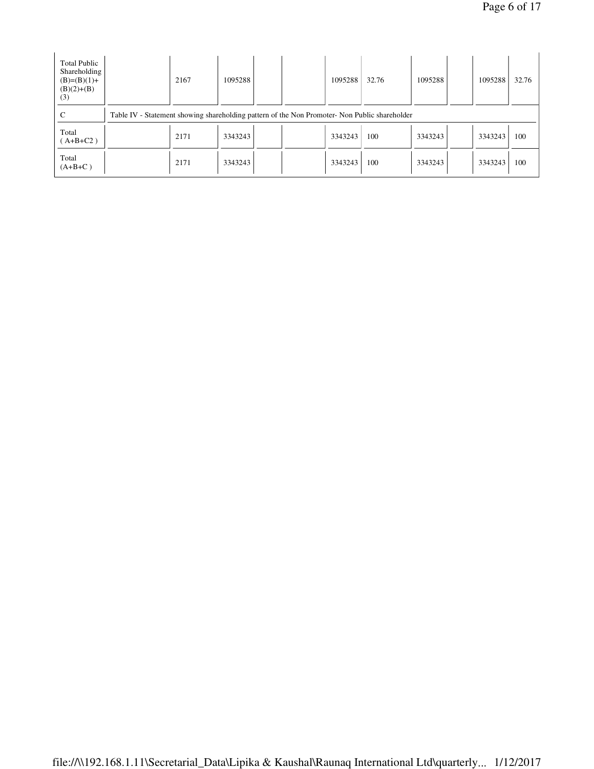| | | | | | | | | | | | |
|---|---|---|---|---|---|---|---|---|---|---|---|
| Total Public Shareholding (B)=(B)(1)+(B)(2)+(B)(3) | | 2167 | 1095288 | | | 1095288 | 32.76 | 1095288 | | 1095288 | 32.76 |
| C | Table IV - Statement showing shareholding pattern of the Non Promoter- Non Public shareholder | | | | | | | | | | |
| Total ( A+B+C2 ) | | 2171 | 3343243 | | | 3343243 | 100 | 3343243 | | 3343243 | 100 |
| Total (A+B+C ) | | 2171 | 3343243 | | | 3343243 | 100 | 3343243 | | 3343243 | 100 |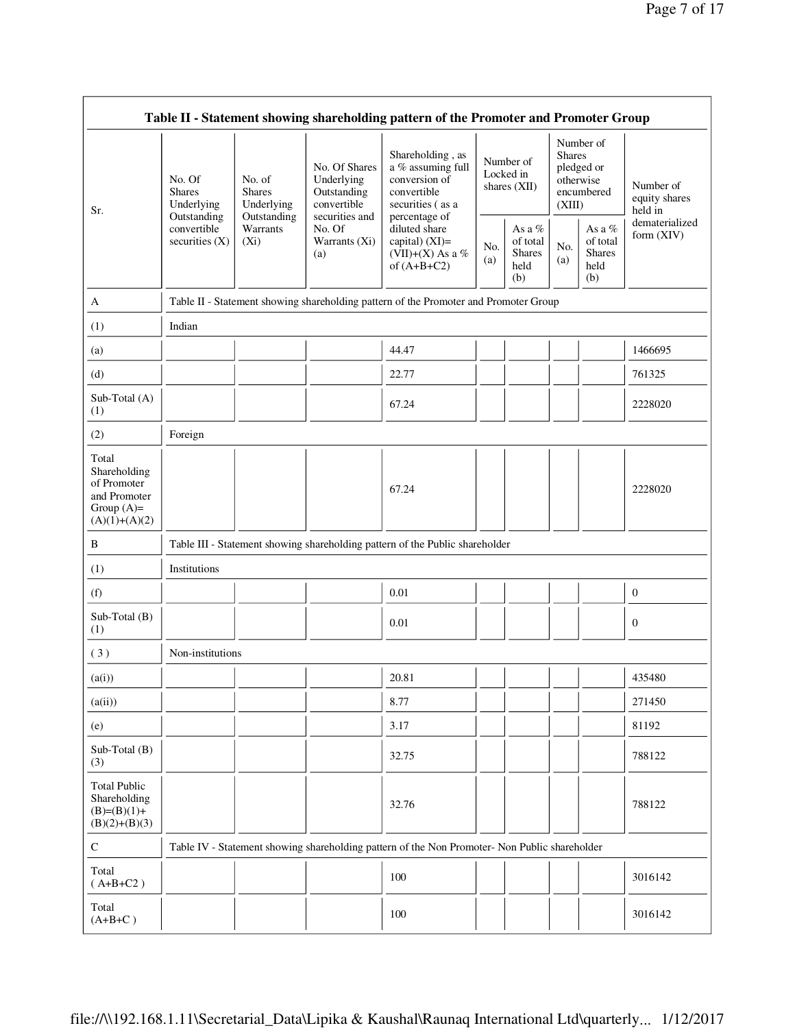| Table II - Statement showing shareholding pattern of the Promoter and Promoter Group | | | | | | | | | |
|---|---|---|---|---|---|---|---|---|---|
| Sr. | No. Of Shares Underlying Outstanding convertible securities (X) | No. of Shares Underlying Outstanding Warrants (Xi) | No. Of Shares Underlying Outstanding convertible securities and No. Of Warrants (Xi) (a) | Shareholding , as a % assuming full conversion of convertible securities ( as a percentage of diluted share capital) (XI)= (VII)+(X) As a % of (A+B+C2) | Number of Locked in shares (XII) | | Number of Shares pledged or otherwise encumbered (XIII) | | Number of equity shares held in dematerialized form (XIV) |
| | | | | | No. (a) | As a % of total Shares held (b) | No. (a) | As a % of total Shares held (b) | |
| A | Table II - Statement showing shareholding pattern of the Promoter and Promoter Group | | | | | | | | |
| (1) | Indian | | | | | | | | |
| (a) | | | | 44.47 | | | | | 1466695 |
| (d) | | | | 22.77 | | | | | 761325 |
| Sub-Total (A) (1) | | | | 67.24 | | | | | 2228020 |
| (2) | Foreign | | | | | | | | |
| Total Shareholding of Promoter and Promoter Group (A)= (A)(1)+(A)(2) | | | | 67.24 | | | | | 2228020 |
| B | Table III - Statement showing shareholding pattern of the Public shareholder | | | | | | | | |
| (1) | Institutions | | | | | | | | |
| (f) | | | | 0.01 | | | | | 0 |
| Sub-Total (B) (1) | | | | 0.01 | | | | | 0 |
| ( 3 ) | Non-institutions | | | | | | | | |
| (a(i)) | | | | 20.81 | | | | | 435480 |
| (a(ii)) | | | | 8.77 | | | | | 271450 |
| (e) | | | | 3.17 | | | | | 81192 |
| Sub-Total (B) (3) | | | | 32.75 | | | | | 788122 |
| Total Public Shareholding (B)=(B)(1)+(B)(2)+(B)(3) | | | | 32.76 | | | | | 788122 |
| C | Table IV - Statement showing shareholding pattern of the Non Promoter- Non Public shareholder | | | | | | | | |
| Total ( A+B+C2 ) | | | | 100 | | | | | 3016142 |
| Total (A+B+C ) | | | | 100 | | | | | 3016142 |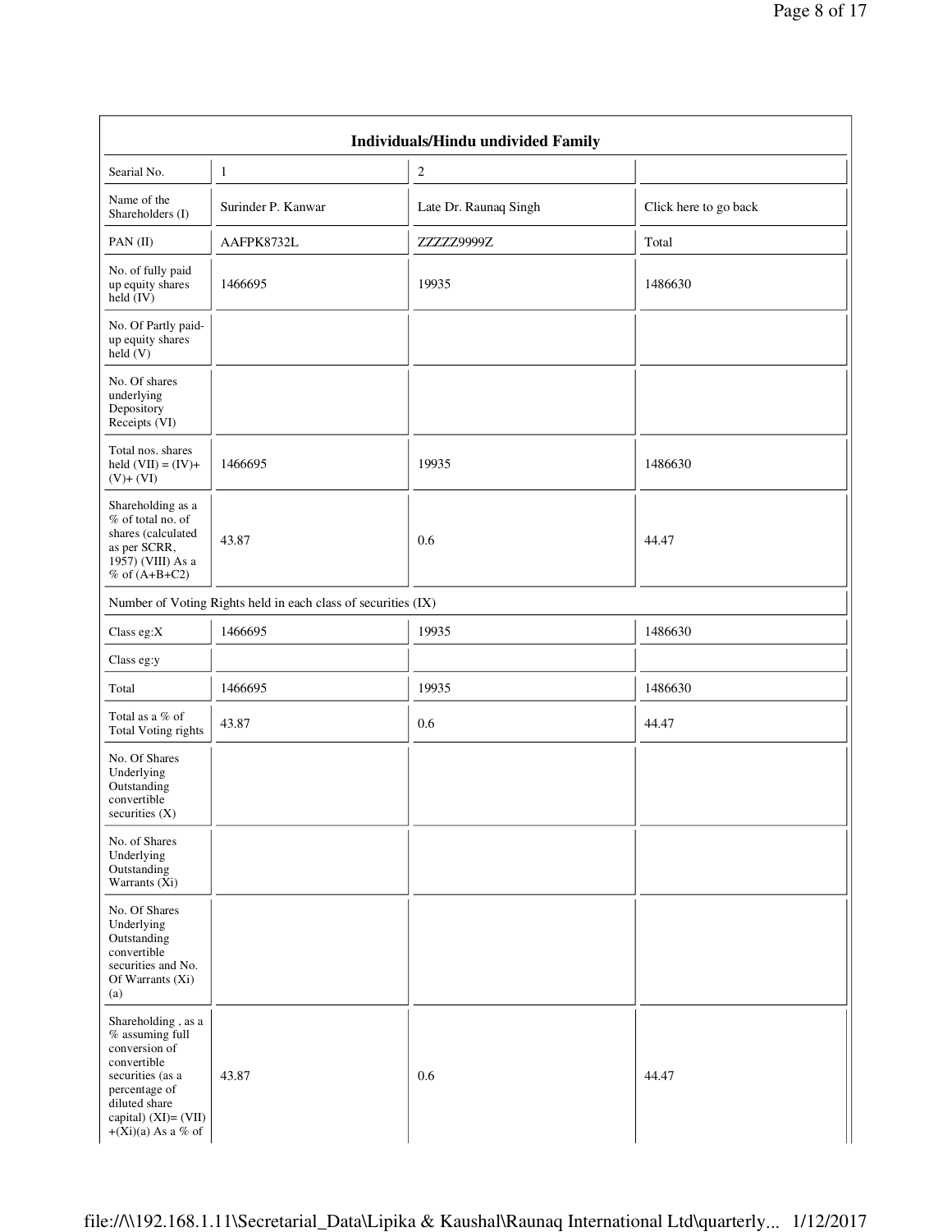| Individuals/Hindu undivided Family | | | |
|---|---|---|---|
| Searial No. | 1 | 2 | |
| Name of the Shareholders (I) | Surinder P. Kanwar | Late Dr. Raunaq Singh | Click here to go back |
| PAN (II) | AAFPK8732L | ZZZZZ9999Z | Total |
| No. of fully paid up equity shares held (IV) | 1466695 | 19935 | 1486630 |
| No. Of Partly paid-up equity shares held (V) | | | |
| No. Of shares underlying Depository Receipts (VI) | | | |
| Total nos. shares held (VII) = (IV)+(V)+ (VI) | 1466695 | 19935 | 1486630 |
| Shareholding as a % of total no. of shares (calculated as per SCRR, 1957) (VIII) As a % of (A+B+C2) | 43.87 | 0.6 | 44.47 |
| Number of Voting Rights held in each class of securities (IX) | | | |
| Class eg:X | 1466695 | 19935 | 1486630 |
| Class eg:y | | | |
| Total | 1466695 | 19935 | 1486630 |
| Total as a % of Total Voting rights | 43.87 | 0.6 | 44.47 |
| No. Of Shares Underlying Outstanding convertible securities (X) | | | |
| No. of Shares Underlying Outstanding Warrants (Xi) | | | |
| No. Of Shares Underlying Outstanding convertible securities and No. Of Warrants (Xi) (a) | | | |
| Shareholding , as a % assuming full conversion of convertible securities (as a percentage of diluted share capital) (XI)= (VII)+(Xi)(a) As a % of | 43.87 | 0.6 | 44.47 |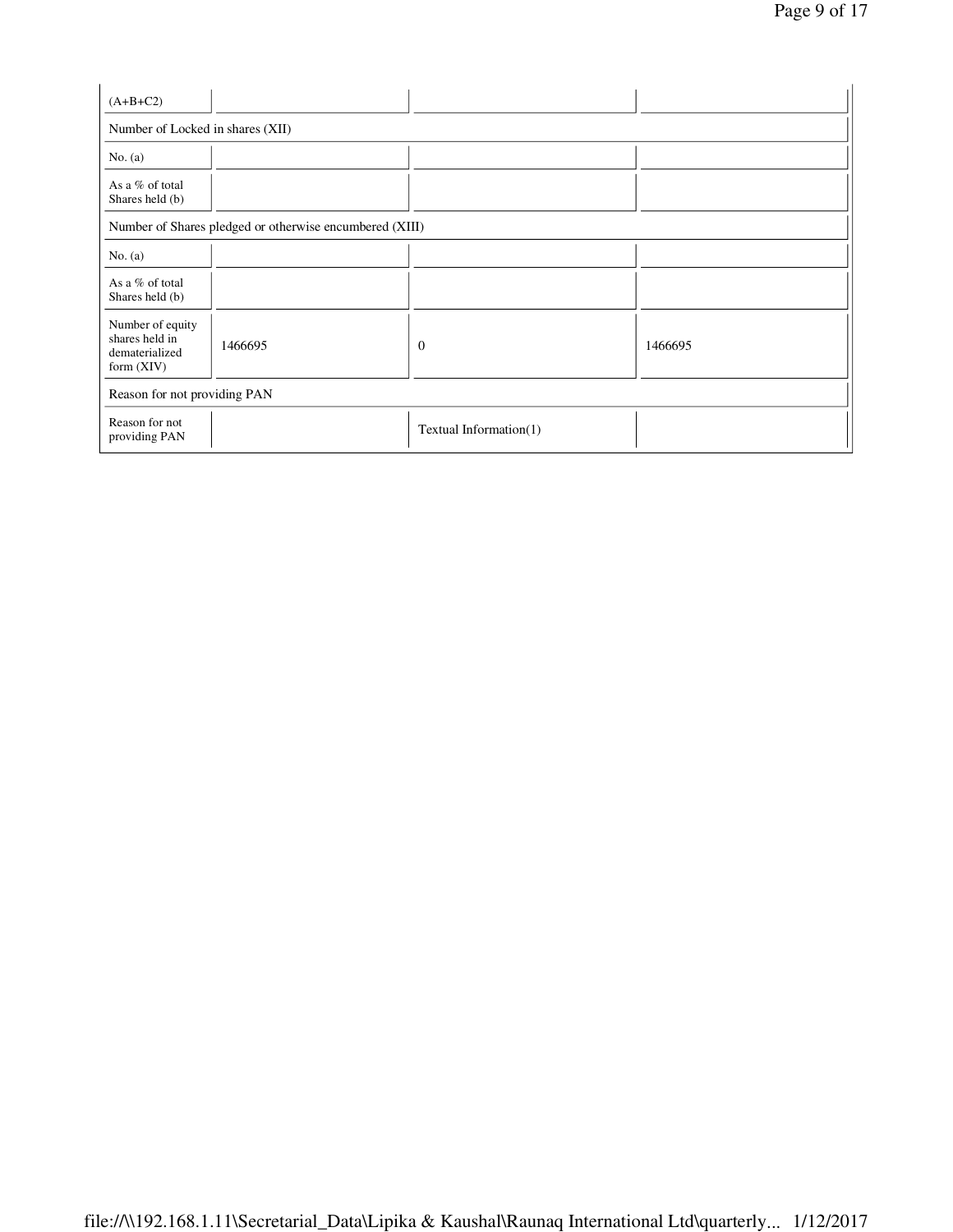| (A+B+C2) | | | |
|---|---|---|---|
| Number of Locked in shares (XII) | | | |
| No. (a) | | | |
| As a % of total Shares held (b) | | | |
| Number of Shares pledged or otherwise encumbered (XIII) | | | |
| No. (a) | | | |
| As a % of total Shares held (b) | | | |
| Number of equity shares held in dematerialized form (XIV) | 1466695 | 0 | 1466695 |
| Reason for not providing PAN | | | |
| Reason for not providing PAN | | Textual Information(1) | |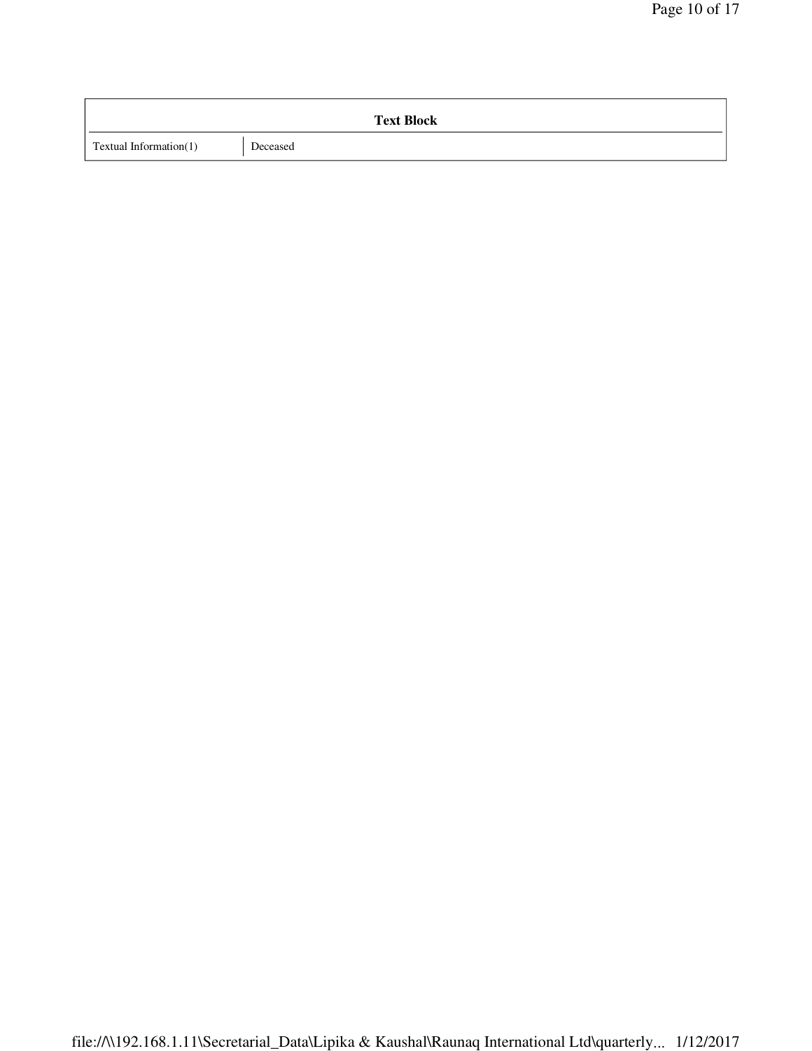| Text Block | |
|---|---|
| Textual Information(1) | Deceased |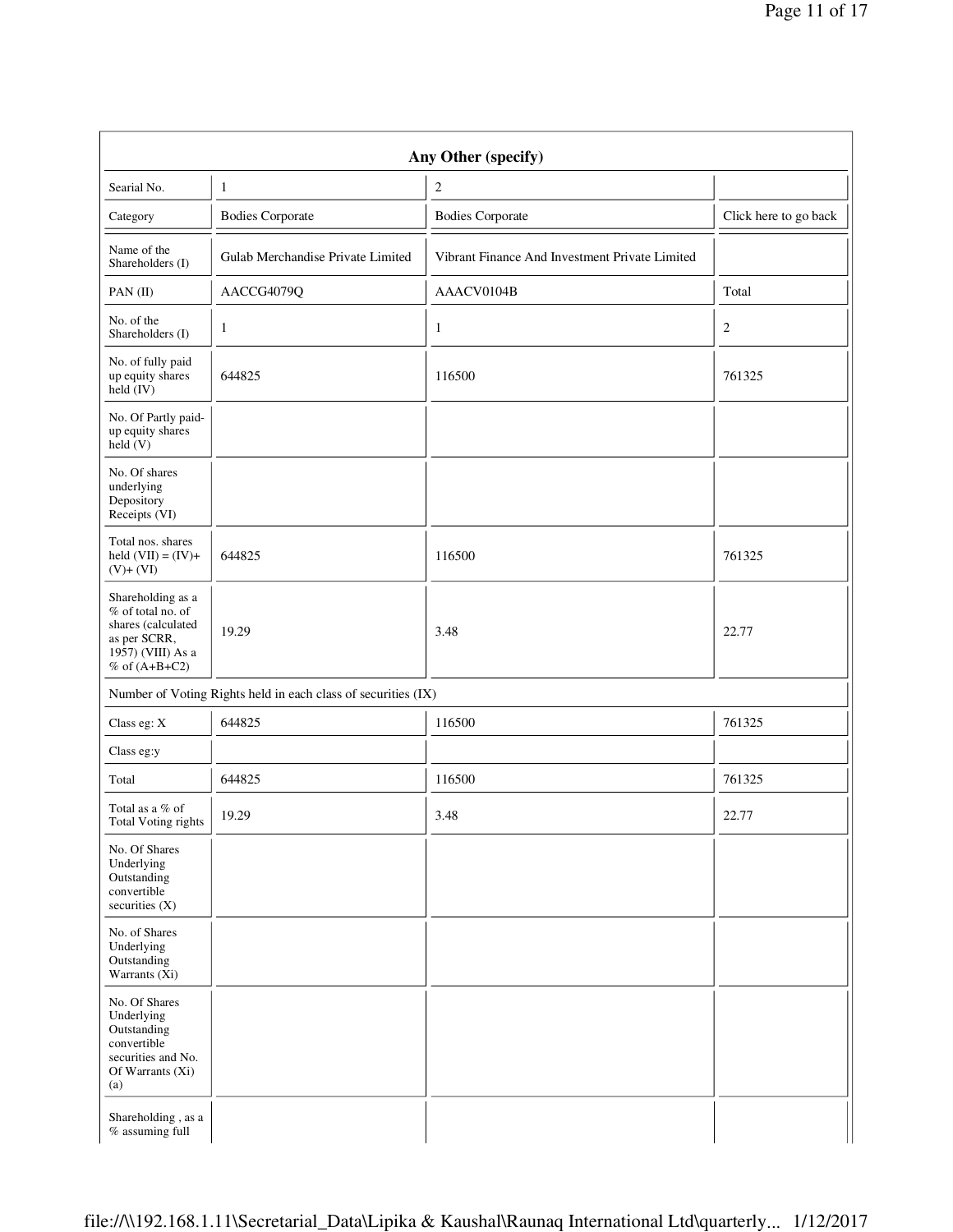| Any Other (specify) | | | |
|---|---|---|---|
| Searial No. | 1 | 2 | |
| Category | Bodies Corporate | Bodies Corporate | Click here to go back |
| Name of the Shareholders (I) | Gulab Merchandise Private Limited | Vibrant Finance And Investment Private Limited | |
| PAN (II) | AACCG4079Q | AAACV0104B | Total |
| No. of the Shareholders (I) | 1 | 1 | 2 |
| No. of fully paid up equity shares held (IV) | 644825 | 116500 | 761325 |
| No. Of Partly paid-up equity shares held (V) | | | |
| No. Of shares underlying Depository Receipts (VI) | | | |
| Total nos. shares held (VII) = (IV)+ (V)+ (VI) | 644825 | 116500 | 761325 |
| Shareholding as a % of total no. of shares (calculated as per SCRR, 1957) (VIII) As a % of (A+B+C2) | 19.29 | 3.48 | 22.77 |
| Number of Voting Rights held in each class of securities (IX) | | | |
| Class eg: X | 644825 | 116500 | 761325 |
| Class eg:y | | | |
| Total | 644825 | 116500 | 761325 |
| Total as a % of Total Voting rights | 19.29 | 3.48 | 22.77 |
| No. Of Shares Underlying Outstanding convertible securities (X) | | | |
| No. of Shares Underlying Outstanding Warrants (Xi) | | | |
| No. Of Shares Underlying Outstanding convertible securities and No. Of Warrants (Xi) (a) | | | |
| Shareholding , as a % assuming full | | | |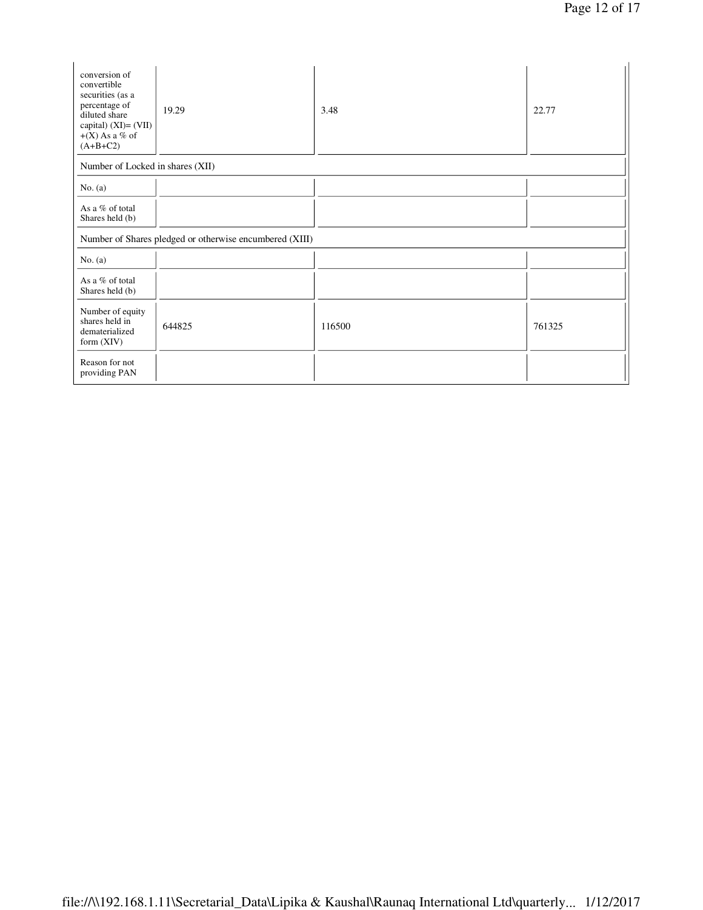| conversion of convertible securities (as a percentage of diluted share capital) (XI)= (VII)+(X) As a % of (A+B+C2) | 19.29 | 3.48 | 22.77 |
|---|---|---|---|
| Number of Locked in shares (XII) | | | |
| No. (a) | | | |
| As a % of total Shares held (b) | | | |
| Number of Shares pledged or otherwise encumbered (XIII) | | | |
| No. (a) | | | |
| As a % of total Shares held (b) | | | |
| Number of equity shares held in dematerialized form (XIV) | 644825 | 116500 | 761325 |
| Reason for not providing PAN | | | |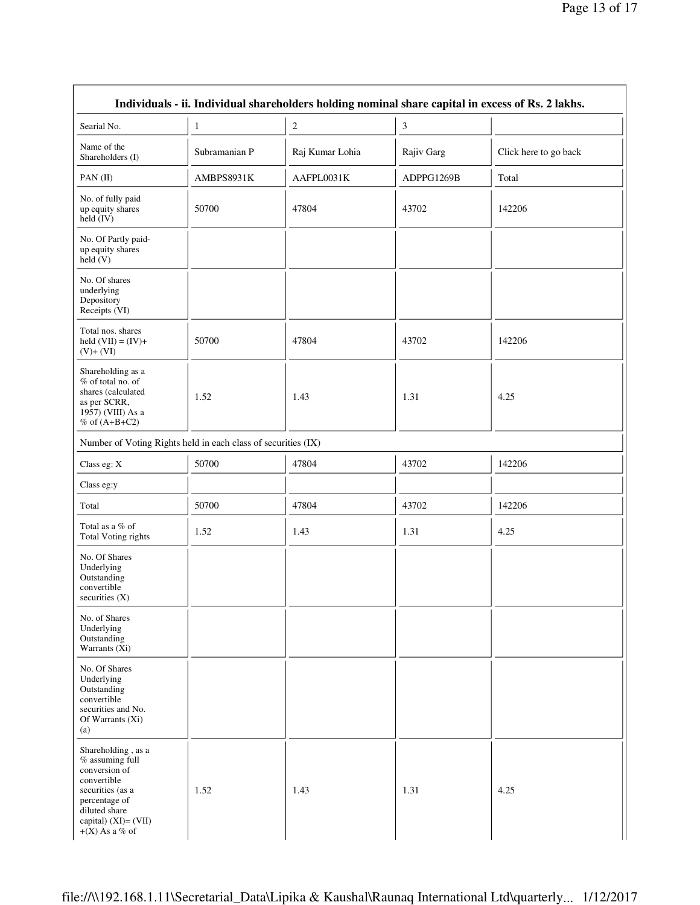| Individuals - ii. Individual shareholders holding nominal share capital in excess of Rs. 2 lakhs. | | | | |
|---|---|---|---|---|
| Searial No. | 1 | 2 | 3 | |
| Name of the Shareholders (I) | Subramanian P | Raj Kumar Lohia | Rajiv Garg | Click here to go back |
| PAN (II) | AMBPS8931K | AAFPL0031K | ADPPG1269B | Total |
| No. of fully paid up equity shares held (IV) | 50700 | 47804 | 43702 | 142206 |
| No. Of Partly paid-up equity shares held (V) | | | | |
| No. Of shares underlying Depository Receipts (VI) | | | | |
| Total nos. shares held (VII) = (IV)+ (V)+ (VI) | 50700 | 47804 | 43702 | 142206 |
| Shareholding as a % of total no. of shares (calculated as per SCRR, 1957) (VIII) As a % of (A+B+C2) | 1.52 | 1.43 | 1.31 | 4.25 |
| Number of Voting Rights held in each class of securities (IX) | | | | |
| Class eg: X | 50700 | 47804 | 43702 | 142206 |
| Class eg:y | | | | |
| Total | 50700 | 47804 | 43702 | 142206 |
| Total as a % of Total Voting rights | 1.52 | 1.43 | 1.31 | 4.25 |
| No. Of Shares Underlying Outstanding convertible securities (X) | | | | |
| No. of Shares Underlying Outstanding Warrants (Xi) | | | | |
| No. Of Shares Underlying Outstanding convertible securities and No. Of Warrants (Xi) (a) | | | | |
| Shareholding , as a % assuming full conversion of convertible securities (as a percentage of diluted share capital) (XI)= (VII) +(X) As a % of | 1.52 | 1.43 | 1.31 | 4.25 |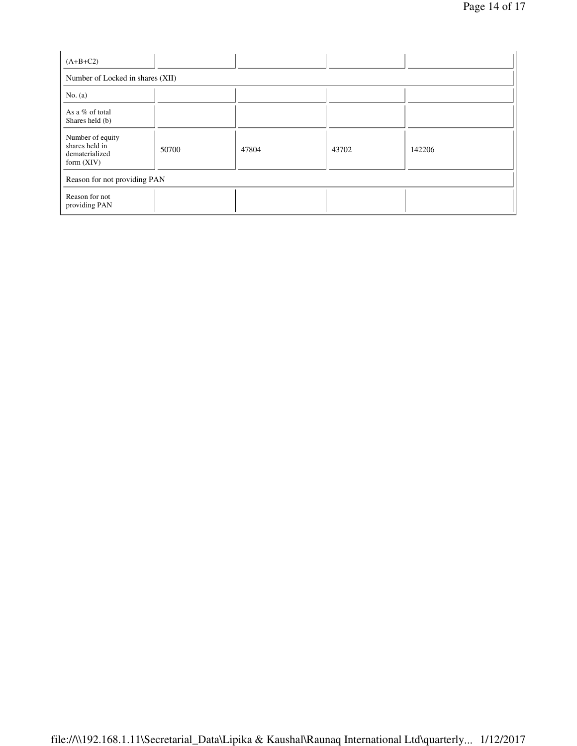| (A+B+C2) | | | | |
|---|---|---|---|---|
| Number of Locked in shares (XII) | | | | |
| No. (a) | | | | |
| As a % of total Shares held (b) | | | | |
| Number of equity shares held in dematerialized form (XIV) | 50700 | 47804 | 43702 | 142206 |
| Reason for not providing PAN | | | | |
| Reason for not providing PAN | | | | |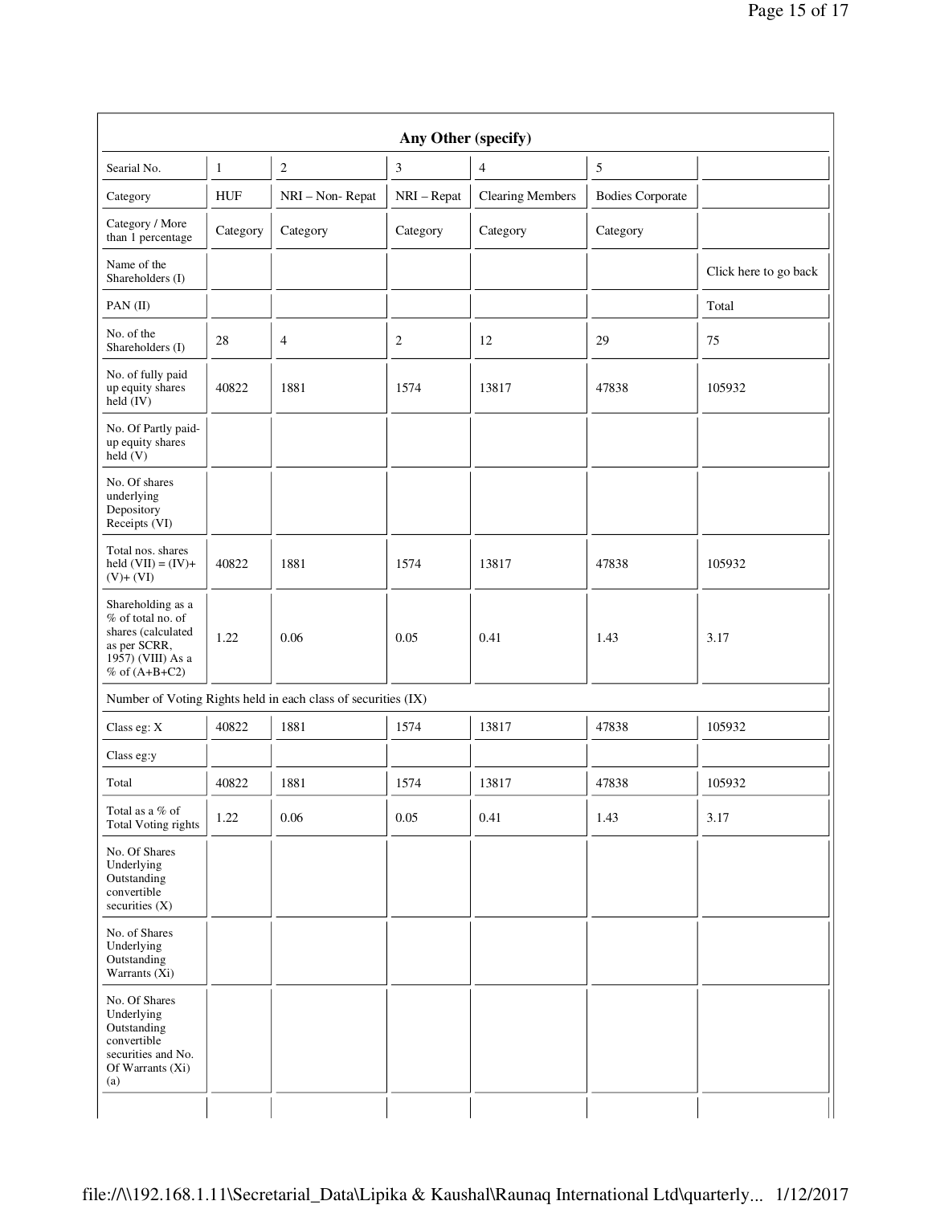| Any Other (specify) | | | | | | |
|---|---|---|---|---|---|---|
| Searial No. | 1 | 2 | 3 | 4 | 5 | |
| Category | HUF | NRI – Non- Repat | NRI – Repat | Clearing Members | Bodies Corporate | |
| Category / More than 1 percentage | Category | Category | Category | Category | Category | |
| Name of the Shareholders (I) | | | | | | Click here to go back |
| PAN (II) | | | | | | Total |
| No. of the Shareholders (I) | 28 | 4 | 2 | 12 | 29 | 75 |
| No. of fully paid up equity shares held (IV) | 40822 | 1881 | 1574 | 13817 | 47838 | 105932 |
| No. Of Partly paid-up equity shares held (V) | | | | | | |
| No. Of shares underlying Depository Receipts (VI) | | | | | | |
| Total nos. shares held (VII) = (IV)+ (V)+ (VI) | 40822 | 1881 | 1574 | 13817 | 47838 | 105932 |
| Shareholding as a % of total no. of shares (calculated as per SCRR, 1957) (VIII) As a % of (A+B+C2) | 1.22 | 0.06 | 0.05 | 0.41 | 1.43 | 3.17 |
| Number of Voting Rights held in each class of securities (IX) | | | | | | |
| Class eg: X | 40822 | 1881 | 1574 | 13817 | 47838 | 105932 |
| Class eg:y | | | | | | |
| Total | 40822 | 1881 | 1574 | 13817 | 47838 | 105932 |
| Total as a % of Total Voting rights | 1.22 | 0.06 | 0.05 | 0.41 | 1.43 | 3.17 |
| No. Of Shares Underlying Outstanding convertible securities (X) | | | | | | |
| No. of Shares Underlying Outstanding Warrants (Xi) | | | | | | |
| No. Of Shares Underlying Outstanding convertible securities and No. Of Warrants (Xi) (a) | | | | | | |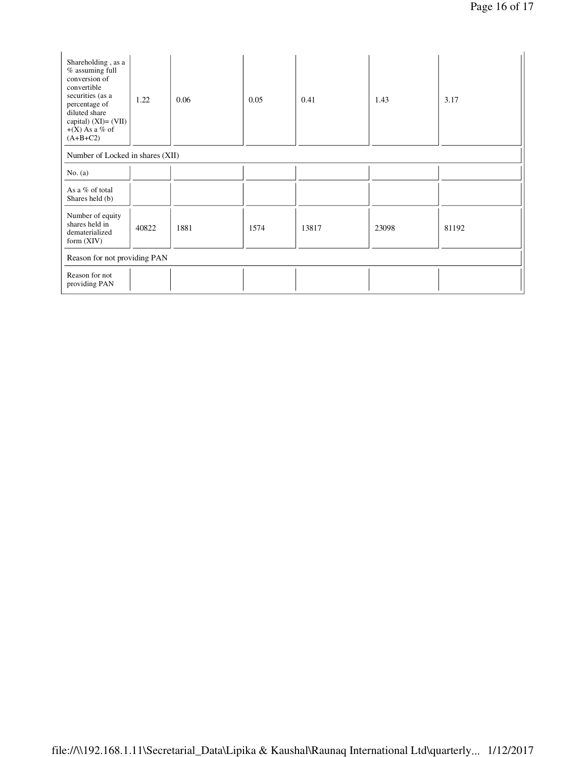| | | | | | | |
|---|---|---|---|---|---|---|
| Shareholding , as a % assuming full conversion of convertible securities (as a percentage of diluted share capital) (XI)= (VII)+(X) As a % of (A+B+C2) | 1.22 | 0.06 | 0.05 | 0.41 | 1.43 | 3.17 |
| Number of Locked in shares (XII) | | | | | | |
| No. (a) | | | | | | |
| As a % of total Shares held (b) | | | | | | |
| Number of equity shares held in dematerialized form (XIV) | 40822 | 1881 | 1574 | 13817 | 23098 | 81192 |
| Reason for not providing PAN | | | | | | |
| Reason for not providing PAN | | | | | | |